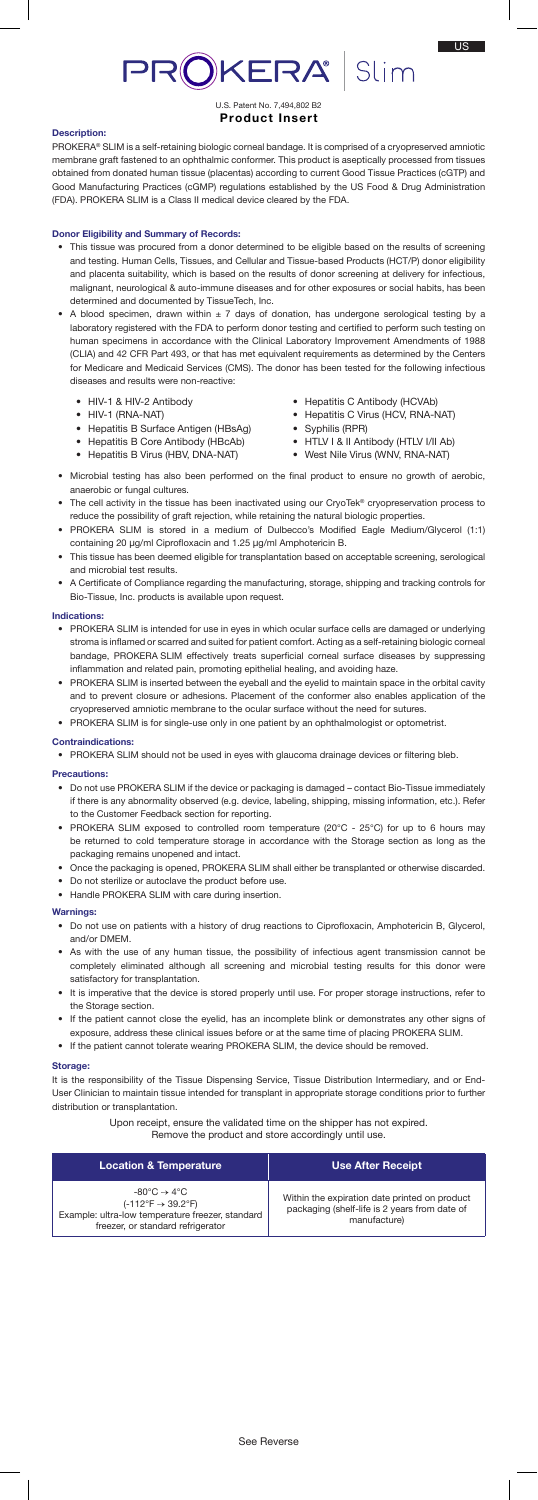US

# PROKERA® Slim

U.S. Patent No. 7,494,802 B2

**Product Insert**

### Description:

PROKERA® SLIM is a self-retaining biologic corneal bandage. It is comprised of a cryopreserved amniotic membrane graft fastened to an ophthalmic conformer. This product is aseptically processed from tissues obtained from donated human tissue (placentas) according to current Good Tissue Practices (cGTP) and Good Manufacturing Practices (cGMP) regulations established by the US Food & Drug Administration (FDA). PROKERA SLIM is a Class II medical device cleared by the FDA.

### Donor Eligibility and Summary of Records:

- This tissue was procured from a donor determined to be eligible based on the results of screening and testing. Human Cells, Tissues, and Cellular and Tissue-based Products (HCT/P) donor eligibility and placenta suitability, which is based on the results of donor screening at delivery for infectious, malignant, neurological & auto-immune diseases and for other exposures or social habits, has been determined and documented by TissueTech, Inc.
- A blood specimen, drawn within ± 7 days of donation, has undergone serological testing by a laboratory registered with the FDA to perform donor testing and certified to perform such testing on human specimens in accordance with the Clinical Laboratory Improvement Amendments of 1988 (CLIA) and 42 CFR Part 493, or that has met equivalent requirements as determined by the Centers for Medicare and Medicaid Services (CMS). The donor has been tested for the following infectious diseases and results were non-reactive:
  - HIV-1 & HIV-2 Antibody
  - HIV-1 (RNA-NAT)
  - Hepatitis B Surface Antigen (HBsAg)
  - Hepatitis B Core Antibody (HBcAb)
  - Hepatitis B Virus (HBV, DNA-NAT)
  - Hepatitis C Antibody (HCVAb)
  - Hepatitis C Virus (HCV, RNA-NAT)
  - Syphilis (RPR)
  - HTLV I & II Antibody (HTLV I/II Ab)
  - West Nile Virus (WNV, RNA-NAT)
- Microbial testing has also been performed on the final product to ensure no growth of aerobic, anaerobic or fungal cultures.
- The cell activity in the tissue has been inactivated using our CryoTek® cryopreservation process to reduce the possibility of graft rejection, while retaining the natural biologic properties.
- PROKERA SLIM is stored in a medium of Dulbecco's Modified Eagle Medium/Glycerol (1:1) containing 20 μg/ml Ciprofloxacin and 1.25 μg/ml Amphotericin B.
- This tissue has been deemed eligible for transplantation based on acceptable screening, serological and microbial test results.
- A Certificate of Compliance regarding the manufacturing, storage, shipping and tracking controls for Bio-Tissue, Inc. products is available upon request.

### Indications:

- PROKERA SLIM is intended for use in eyes in which ocular surface cells are damaged or underlying stroma is inflamed or scarred and suited for patient comfort. Acting as a self-retaining biologic corneal bandage, PROKERA SLIM effectively treats superficial corneal surface diseases by suppressing inflammation and related pain, promoting epithelial healing, and avoiding haze.
- PROKERA SLIM is inserted between the eyeball and the eyelid to maintain space in the orbital cavity and to prevent closure or adhesions. Placement of the conformer also enables application of the cryopreserved amniotic membrane to the ocular surface without the need for sutures.
- PROKERA SLIM is for single-use only in one patient by an ophthalmologist or optometrist.

### Contraindications:

- PROKERA SLIM should not be used in eyes with glaucoma drainage devices or filtering bleb.

### Precautions:

- Do not use PROKERA SLIM if the device or packaging is damaged – contact Bio-Tissue immediately if there is any abnormality observed (e.g. device, labeling, shipping, missing information, etc.). Refer to the Customer Feedback section for reporting.
- PROKERA SLIM exposed to controlled room temperature (20°C - 25°C) for up to 6 hours may be returned to cold temperature storage in accordance with the Storage section as long as the packaging remains unopened and intact.
- Once the packaging is opened, PROKERA SLIM shall either be transplanted or otherwise discarded.
- Do not sterilize or autoclave the product before use.
- Handle PROKERA SLIM with care during insertion.

### Warnings:

- Do not use on patients with a history of drug reactions to Ciprofloxacin, Amphotericin B, Glycerol, and/or DMEM.
- As with the use of any human tissue, the possibility of infectious agent transmission cannot be completely eliminated although all screening and microbial testing results for this donor were satisfactory for transplantation.
- It is imperative that the device is stored properly until use. For proper storage instructions, refer to the Storage section.
- If the patient cannot close the eyelid, has an incomplete blink or demonstrates any other signs of exposure, address these clinical issues before or at the same time of placing PROKERA SLIM.
- If the patient cannot tolerate wearing PROKERA SLIM, the device should be removed.

### Storage:

It is the responsibility of the Tissue Dispensing Service, Tissue Distribution Intermediary, and or End-User Clinician to maintain tissue intended for transplant in appropriate storage conditions prior to further distribution or transplantation.

Upon receipt, ensure the validated time on the shipper has not expired.
Remove the product and store accordingly until use.

| Location & Temperature | Use After Receipt |
|---|---|
| -80°C → 4°C<br>(-112°F → 39.2°F)<br>Example: ultra-low temperature freezer, standard freezer, or standard refrigerator | Within the expiration date printed on product packaging (shelf-life is 2 years from date of manufacture) |

See Reverse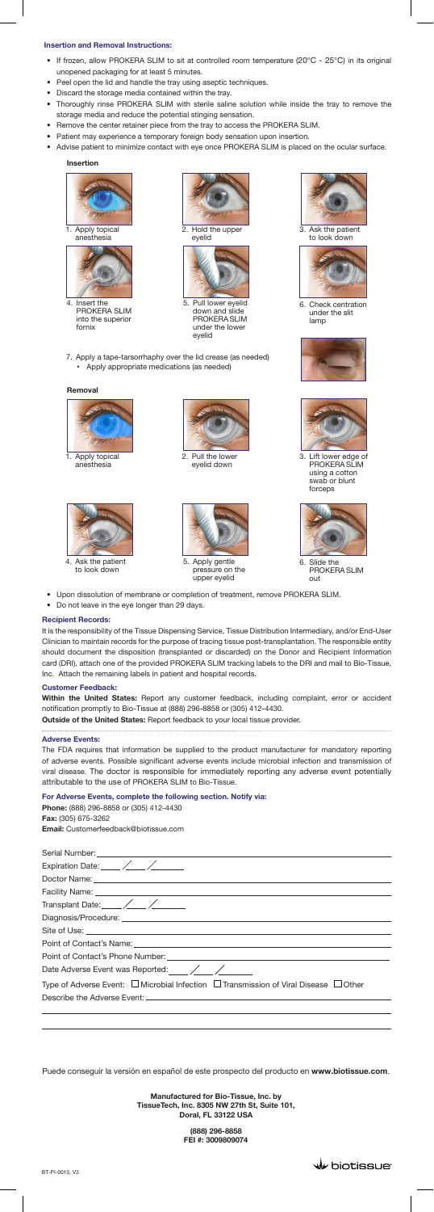### Insertion and Removal Instructions:

- If frozen, allow PROKERA SLIM to sit at controlled room temperature (20°C - 25°C) in its original unopened packaging for at least 5 minutes.
- Peel open the lid and handle the tray using aseptic techniques.
- Discard the storage media contained within the tray.
- Thoroughly rinse PROKERA SLIM with sterile saline solution while inside the tray to remove the storage media and reduce the potential stinging sensation.
- Remove the center retainer piece from the tray to access the PROKERA SLIM.
- Patient may experience a temporary foreign body sensation upon insertion.
- Advise patient to minimize contact with eye once PROKERA SLIM is placed on the ocular surface.

#### Insertion

1. Apply topical anesthesia
2. Hold the upper eyelid
3. Ask the patient to look down
4. Insert the PROKERA SLIM into the superior fornix
5. Pull lower eyelid down and slide PROKERA SLIM under the lower eyelid
6. Check centration under the slit lamp
7. Apply a tape-tarsorrhaphy over the lid crease (as needed)
   - Apply appropriate medications (as needed)

#### Removal

1. Apply topical anesthesia
2. Pull the lower eyelid down
3. Lift lower edge of PROKERA SLIM using a cotton swab or blunt forceps
4. Ask the patient to look down
5. Apply gentle pressure on the upper eyelid
6. Slide the PROKERA SLIM out

- Upon dissolution of membrane or completion of treatment, remove PROKERA SLIM.
- Do not leave in the eye longer than 29 days.

### Recipient Records:

It is the responsibility of the Tissue Dispensing Service, Tissue Distribution Intermediary, and/or End-User Clinician to maintain records for the purpose of tracing tissue post-transplantation. The responsible entity should document the disposition (transplanted or discarded) on the Donor and Recipient Information card (DRI), attach one of the provided PROKERA SLIM tracking labels to the DRI and mail to Bio-Tissue, Inc. Attach the remaining labels in patient and hospital records.

### Customer Feedback:

**Within the United States:** Report any customer feedback, including complaint, error or accident notification promptly to Bio-Tissue at (888) 296-8858 or (305) 412-4430.

**Outside of the United States:** Report feedback to your local tissue provider.

### Adverse Events:

The FDA requires that information be supplied to the product manufacturer for mandatory reporting of adverse events. Possible significant adverse events include microbial infection and transmission of viral disease. The doctor is responsible for immediately reporting any adverse event potentially attributable to the use of PROKERA SLIM to Bio-Tissue.

**For Adverse Events, complete the following section. Notify via:**

**Phone:** (888) 296-8858 or (305) 412-4430
**Fax:** (305) 675-3262
**Email:** Customerfeedback@biotissue.com

Serial Number: ____________________

Expiration Date: ____ /____ /______

Doctor Name: ____________________

Facility Name: ____________________

Transplant Date: ____ /____ /______

Diagnosis/Procedure: ____________________

Site of Use: ____________________

Point of Contact's Name: ____________________

Point of Contact's Phone Number: ____________________

Date Adverse Event was Reported: ____ /____ /______

Type of Adverse Event: ☐ Microbial Infection ☐ Transmission of Viral Disease ☐ Other

Describe the Adverse Event: ____________________

Puede conseguir la versión en español de este prospecto del producto en **www.biotissue.com**.

**Manufactured for Bio-Tissue, Inc. by TissueTech, Inc. 8305 NW 27th St, Suite 101, Doral, FL 33122 USA**

**(888) 296-8858**
**FEI #: 3009809074**

BT-PI-0013, V2

biotissue